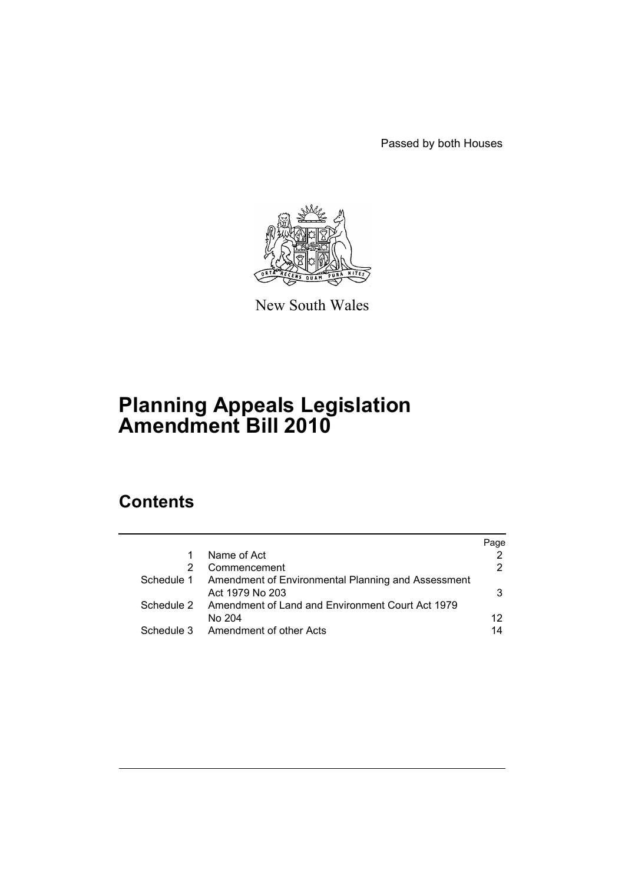Passed by both Houses

New South Wales

# Planning Appeals Legislation Amendment Bill 2010

## Contents

| | | Page |
|---|---|---|
| 1 | Name of Act | 2 |
| 2 | Commencement | 2 |
| Schedule 1 | Amendment of Environmental Planning and Assessment Act 1979 No 203 | 3 |
| Schedule 2 | Amendment of Land and Environment Court Act 1979 No 204 | 12 |
| Schedule 3 | Amendment of other Acts | 14 |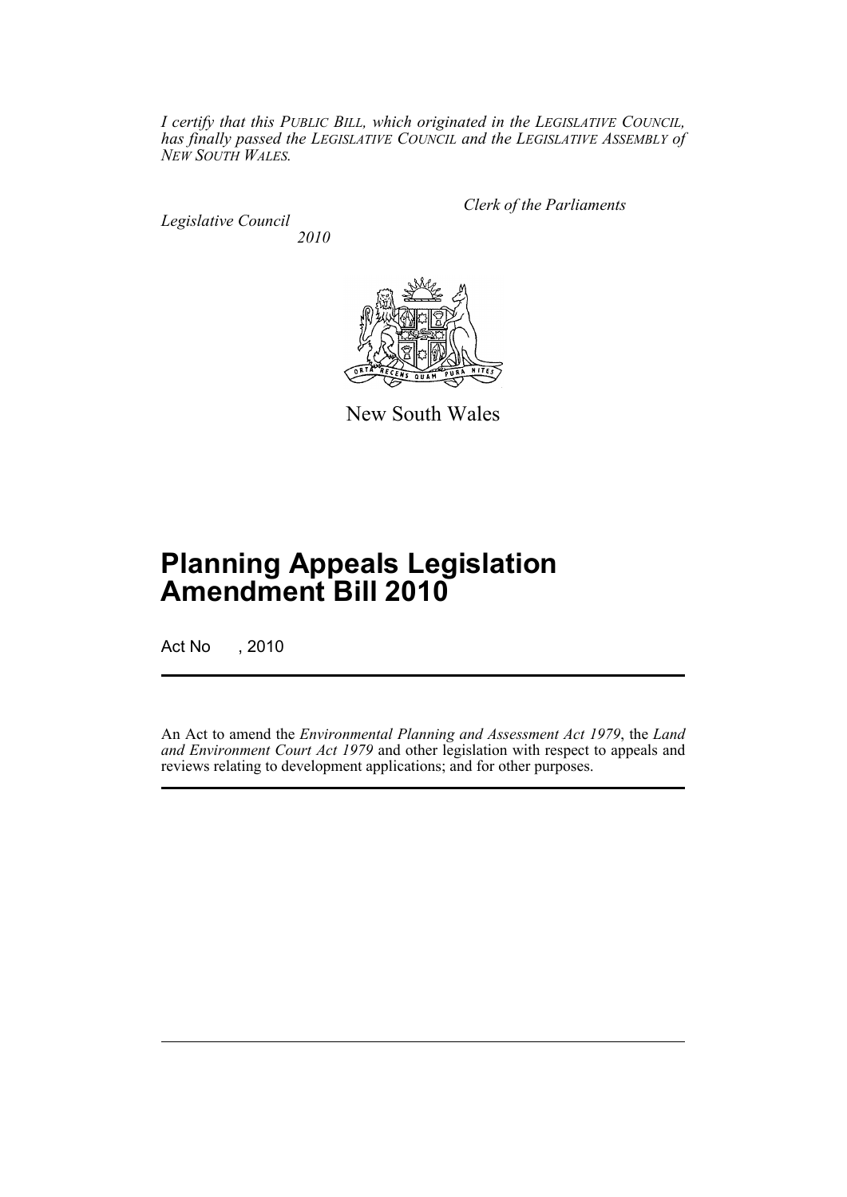*I certify that this PUBLIC BILL, which originated in the LEGISLATIVE COUNCIL, has finally passed the LEGISLATIVE COUNCIL and the LEGISLATIVE ASSEMBLY of NEW SOUTH WALES.*

*Clerk of the Parliaments*

*Legislative Council*

*2010*

New South Wales

# Planning Appeals Legislation Amendment Bill 2010

Act No , 2010

An Act to amend the *Environmental Planning and Assessment Act 1979*, the *Land and Environment Court Act 1979* and other legislation with respect to appeals and reviews relating to development applications; and for other purposes.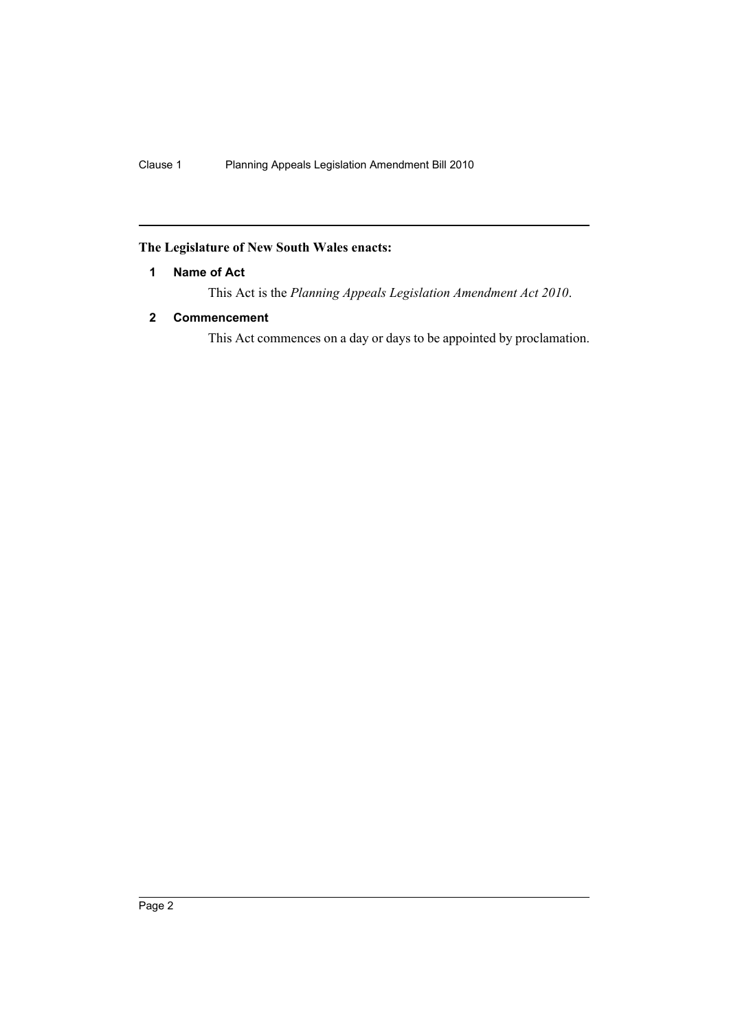**The Legislature of New South Wales enacts:**

### 1 Name of Act

This Act is the *Planning Appeals Legislation Amendment Act 2010*.

### 2 Commencement

This Act commences on a day or days to be appointed by proclamation.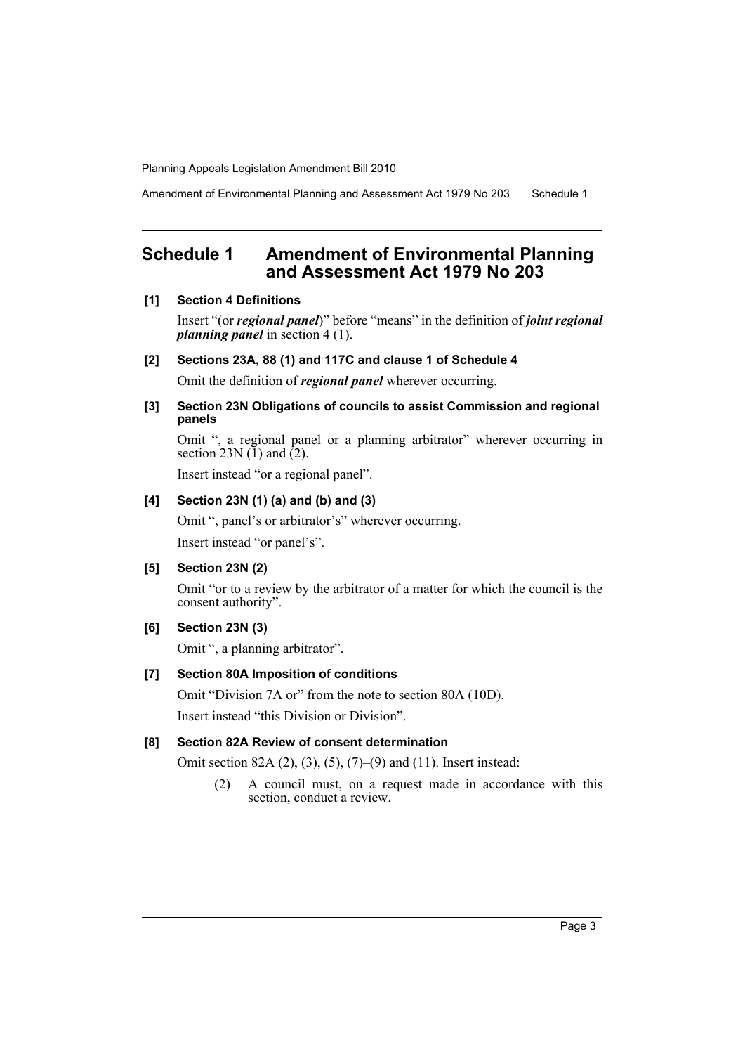# Schedule 1 Amendment of Environmental Planning and Assessment Act 1979 No 203

**[1] Section 4 Definitions**

Insert "(or ***regional panel***)" before "means" in the definition of ***joint regional planning panel*** in section 4 (1).

**[2] Sections 23A, 88 (1) and 117C and clause 1 of Schedule 4**

Omit the definition of ***regional panel*** wherever occurring.

**[3] Section 23N Obligations of councils to assist Commission and regional panels**

Omit ", a regional panel or a planning arbitrator" wherever occurring in section 23N (1) and (2).

Insert instead "or a regional panel".

**[4] Section 23N (1) (a) and (b) and (3)**

Omit ", panel's or arbitrator's" wherever occurring.

Insert instead "or panel's".

**[5] Section 23N (2)**

Omit "or to a review by the arbitrator of a matter for which the council is the consent authority".

**[6] Section 23N (3)**

Omit ", a planning arbitrator".

**[7] Section 80A Imposition of conditions**

Omit "Division 7A or" from the note to section 80A (10D).

Insert instead "this Division or Division".

**[8] Section 82A Review of consent determination**

Omit section 82A (2), (3), (5), (7)–(9) and (11). Insert instead:

> (2) A council must, on a request made in accordance with this section, conduct a review.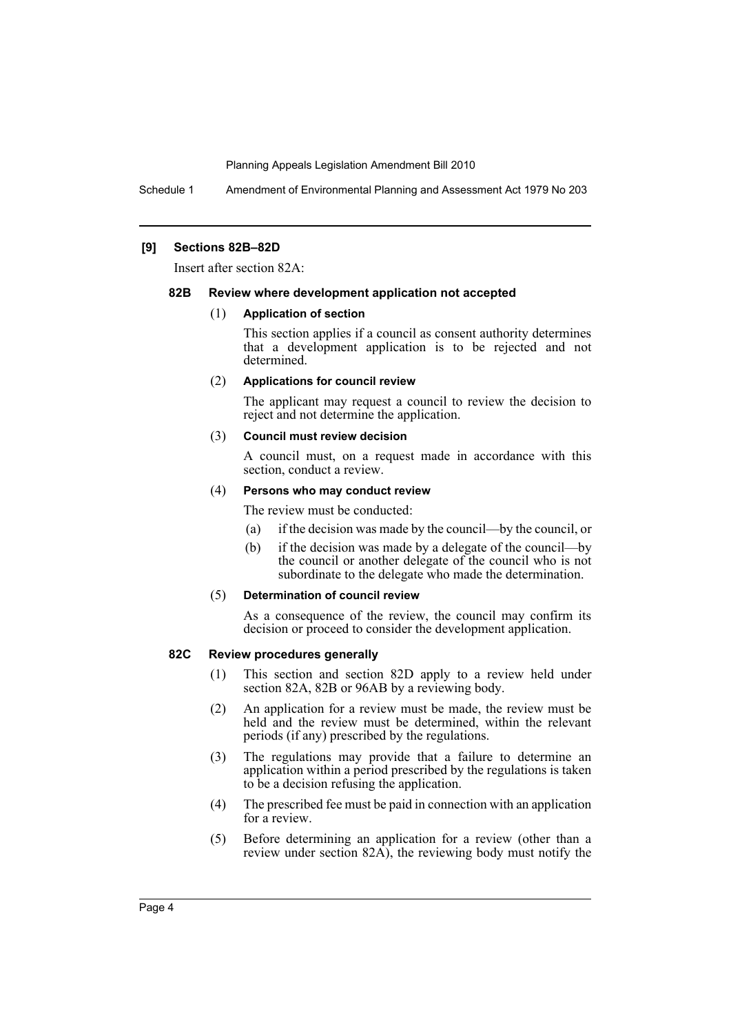**[9] Sections 82B–82D**

Insert after section 82A:

### 82B Review where development application not accepted

(1) **Application of section**

This section applies if a council as consent authority determines that a development application is to be rejected and not determined.

(2) **Applications for council review**

The applicant may request a council to review the decision to reject and not determine the application.

(3) **Council must review decision**

A council must, on a request made in accordance with this section, conduct a review.

(4) **Persons who may conduct review**

The review must be conducted:

- (a) if the decision was made by the council—by the council, or
- (b) if the decision was made by a delegate of the council—by the council or another delegate of the council who is not subordinate to the delegate who made the determination.

(5) **Determination of council review**

As a consequence of the review, the council may confirm its decision or proceed to consider the development application.

### 82C Review procedures generally

(1) This section and section 82D apply to a review held under section 82A, 82B or 96AB by a reviewing body.

(2) An application for a review must be made, the review must be held and the review must be determined, within the relevant periods (if any) prescribed by the regulations.

(3) The regulations may provide that a failure to determine an application within a period prescribed by the regulations is taken to be a decision refusing the application.

(4) The prescribed fee must be paid in connection with an application for a review.

(5) Before determining an application for a review (other than a review under section 82A), the reviewing body must notify the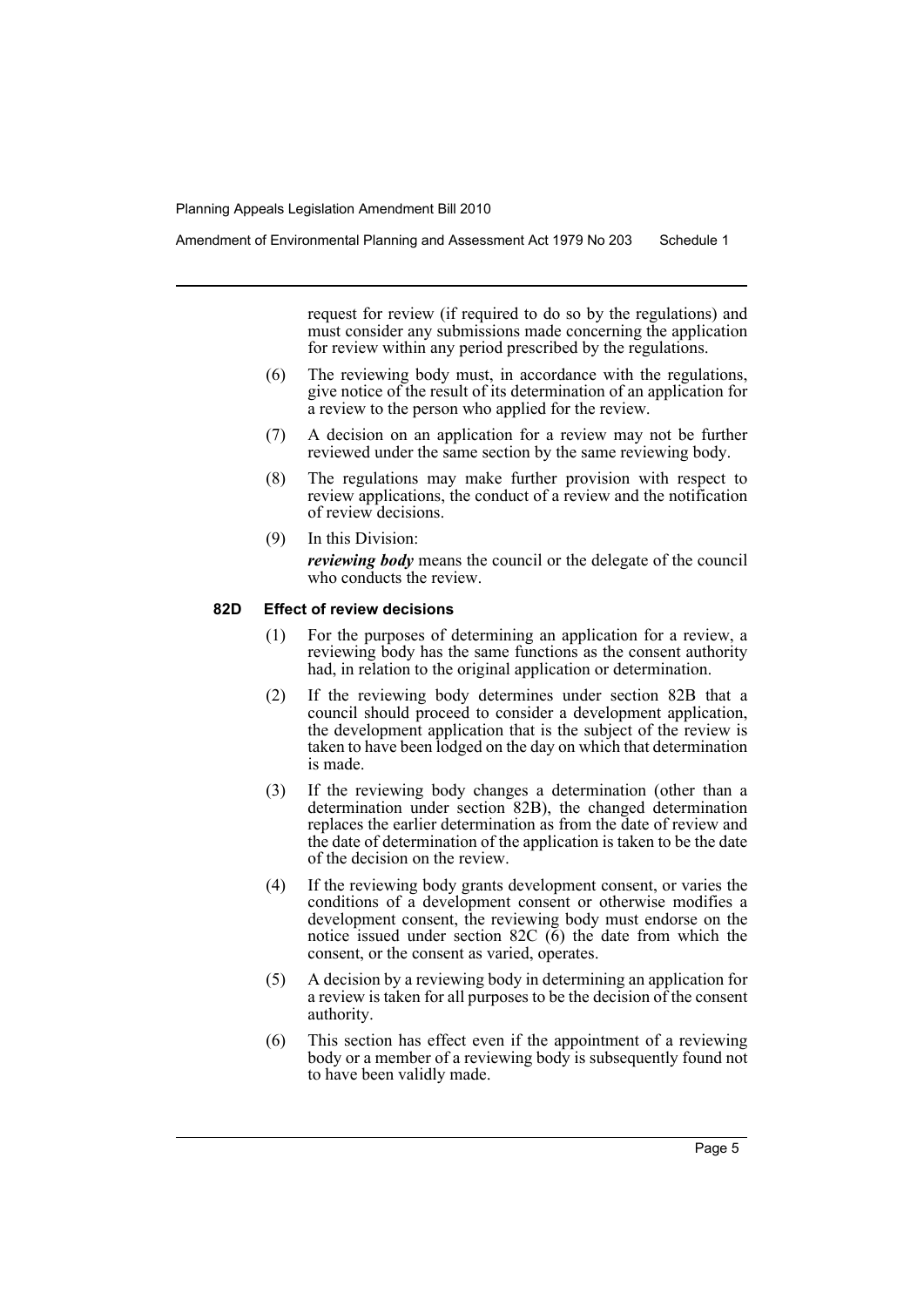request for review (if required to do so by the regulations) and must consider any submissions made concerning the application for review within any period prescribed by the regulations.

(6) The reviewing body must, in accordance with the regulations, give notice of the result of its determination of an application for a review to the person who applied for the review.

(7) A decision on an application for a review may not be further reviewed under the same section by the same reviewing body.

(8) The regulations may make further provision with respect to review applications, the conduct of a review and the notification of review decisions.

(9) In this Division:

***reviewing body*** means the council or the delegate of the council who conducts the review.

**82D Effect of review decisions**

(1) For the purposes of determining an application for a review, a reviewing body has the same functions as the consent authority had, in relation to the original application or determination.

(2) If the reviewing body determines under section 82B that a council should proceed to consider a development application, the development application that is the subject of the review is taken to have been lodged on the day on which that determination is made.

(3) If the reviewing body changes a determination (other than a determination under section 82B), the changed determination replaces the earlier determination as from the date of review and the date of determination of the application is taken to be the date of the decision on the review.

(4) If the reviewing body grants development consent, or varies the conditions of a development consent or otherwise modifies a development consent, the reviewing body must endorse on the notice issued under section 82C (6) the date from which the consent, or the consent as varied, operates.

(5) A decision by a reviewing body in determining an application for a review is taken for all purposes to be the decision of the consent authority.

(6) This section has effect even if the appointment of a reviewing body or a member of a reviewing body is subsequently found not to have been validly made.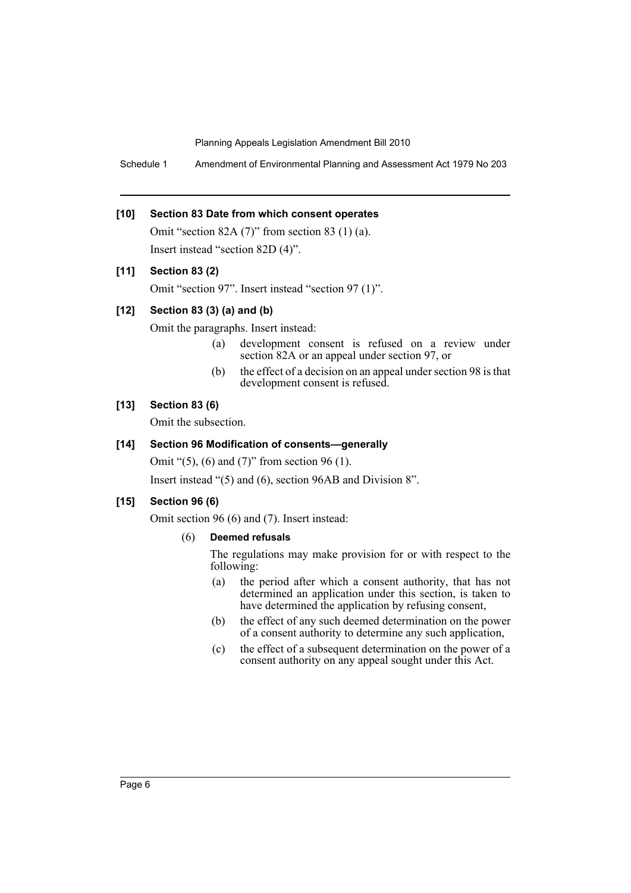### [10] Section 83 Date from which consent operates

Omit "section 82A (7)" from section 83 (1) (a).

Insert instead "section 82D (4)".

### [11] Section 83 (2)

Omit "section 97". Insert instead "section 97 (1)".

### [12] Section 83 (3) (a) and (b)

Omit the paragraphs. Insert instead:

- (a) development consent is refused on a review under section 82A or an appeal under section 97, or
- (b) the effect of a decision on an appeal under section 98 is that development consent is refused.

### [13] Section 83 (6)

Omit the subsection.

### [14] Section 96 Modification of consents—generally

Omit "(5), (6) and (7)" from section 96 (1).

Insert instead "(5) and (6), section 96AB and Division 8".

### [15] Section 96 (6)

Omit section 96 (6) and (7). Insert instead:

(6) **Deemed refusals**

The regulations may make provision for or with respect to the following:

- (a) the period after which a consent authority, that has not determined an application under this section, is taken to have determined the application by refusing consent,
- (b) the effect of any such deemed determination on the power of a consent authority to determine any such application,
- (c) the effect of a subsequent determination on the power of a consent authority on any appeal sought under this Act.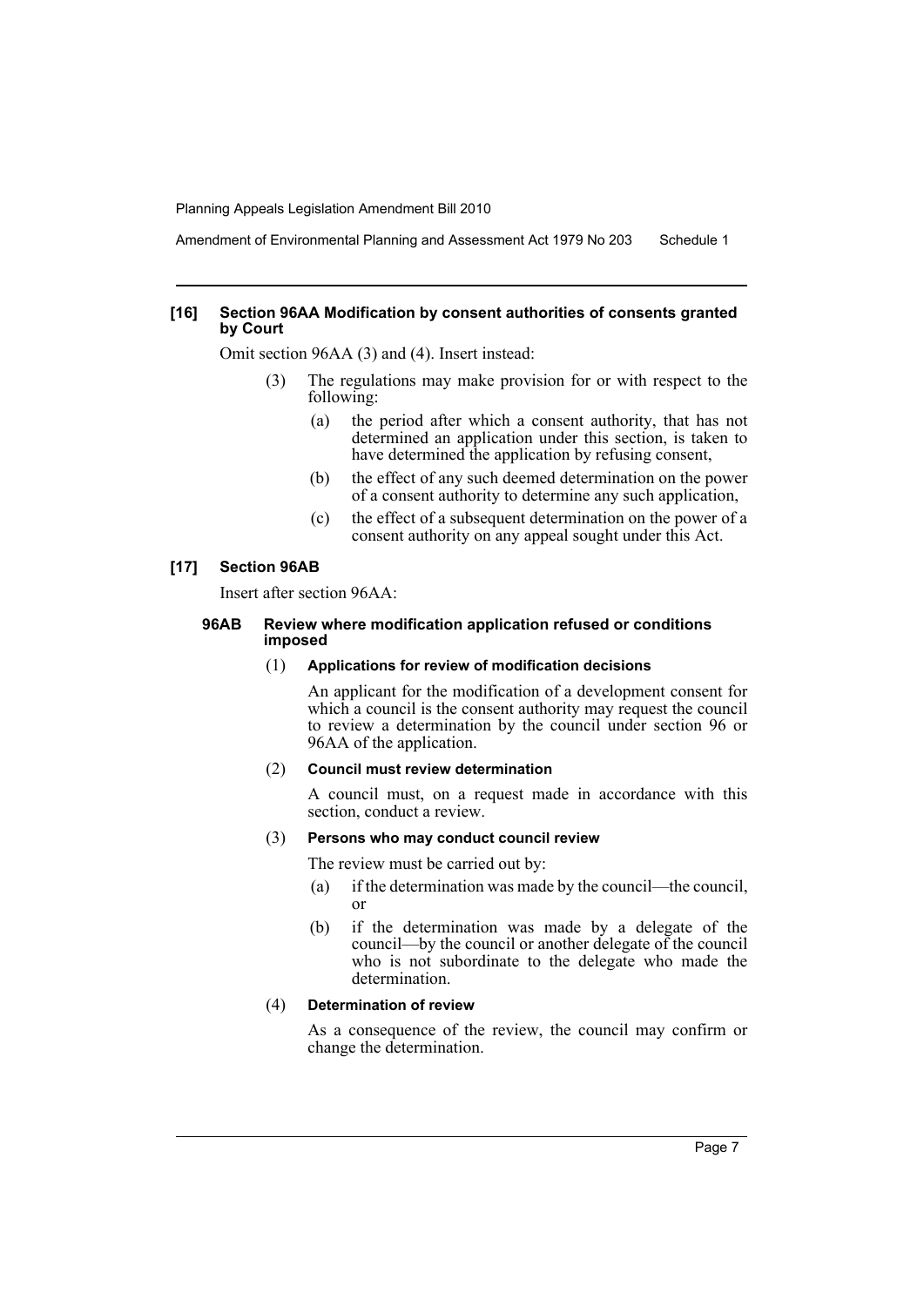### [16] Section 96AA Modification by consent authorities of consents granted by Court

Omit section 96AA (3) and (4). Insert instead:

(3) The regulations may make provision for or with respect to the following:

- (a) the period after which a consent authority, that has not determined an application under this section, is taken to have determined the application by refusing consent,
- (b) the effect of any such deemed determination on the power of a consent authority to determine any such application,
- (c) the effect of a subsequent determination on the power of a consent authority on any appeal sought under this Act.

### [17] Section 96AB

Insert after section 96AA:

#### 96AB Review where modification application refused or conditions imposed

(1) **Applications for review of modification decisions**

An applicant for the modification of a development consent for which a council is the consent authority may request the council to review a determination by the council under section 96 or 96AA of the application.

(2) **Council must review determination**

A council must, on a request made in accordance with this section, conduct a review.

(3) **Persons who may conduct council review**

The review must be carried out by:

- (a) if the determination was made by the council—the council, or
- (b) if the determination was made by a delegate of the council—by the council or another delegate of the council who is not subordinate to the delegate who made the determination.

(4) **Determination of review**

As a consequence of the review, the council may confirm or change the determination.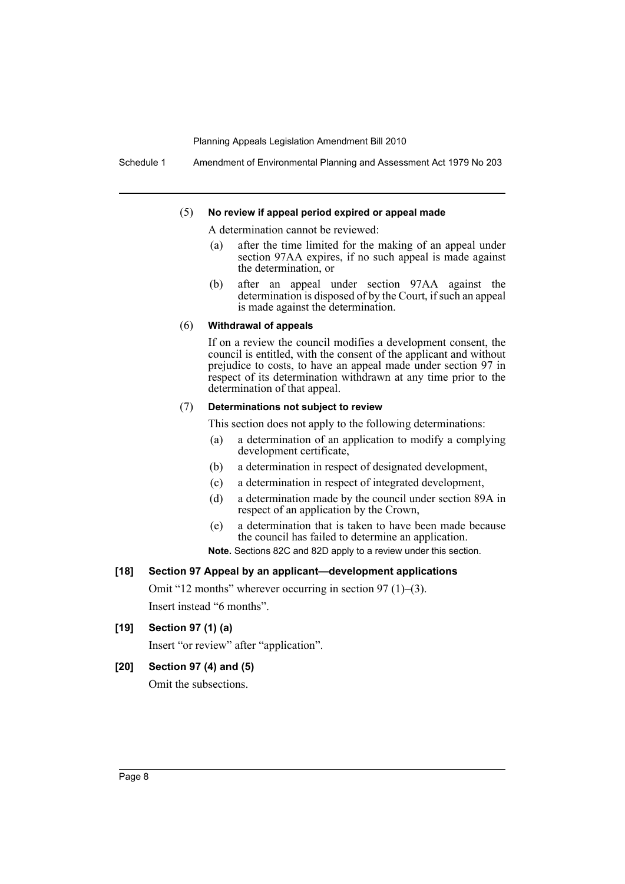(5) **No review if appeal period expired or appeal made**

A determination cannot be reviewed:

- (a) after the time limited for the making of an appeal under section 97AA expires, if no such appeal is made against the determination, or
- (b) after an appeal under section 97AA against the determination is disposed of by the Court, if such an appeal is made against the determination.

(6) **Withdrawal of appeals**

If on a review the council modifies a development consent, the council is entitled, with the consent of the applicant and without prejudice to costs, to have an appeal made under section 97 in respect of its determination withdrawn at any time prior to the determination of that appeal.

(7) **Determinations not subject to review**

This section does not apply to the following determinations:

- (a) a determination of an application to modify a complying development certificate,
- (b) a determination in respect of designated development,
- (c) a determination in respect of integrated development,
- (d) a determination made by the council under section 89A in respect of an application by the Crown,
- (e) a determination that is taken to have been made because the council has failed to determine an application.

**Note.** Sections 82C and 82D apply to a review under this section.

**[18] Section 97 Appeal by an applicant—development applications**

Omit "12 months" wherever occurring in section 97 (1)–(3).

Insert instead "6 months".

**[19] Section 97 (1) (a)**

Insert "or review" after "application".

**[20] Section 97 (4) and (5)**

Omit the subsections.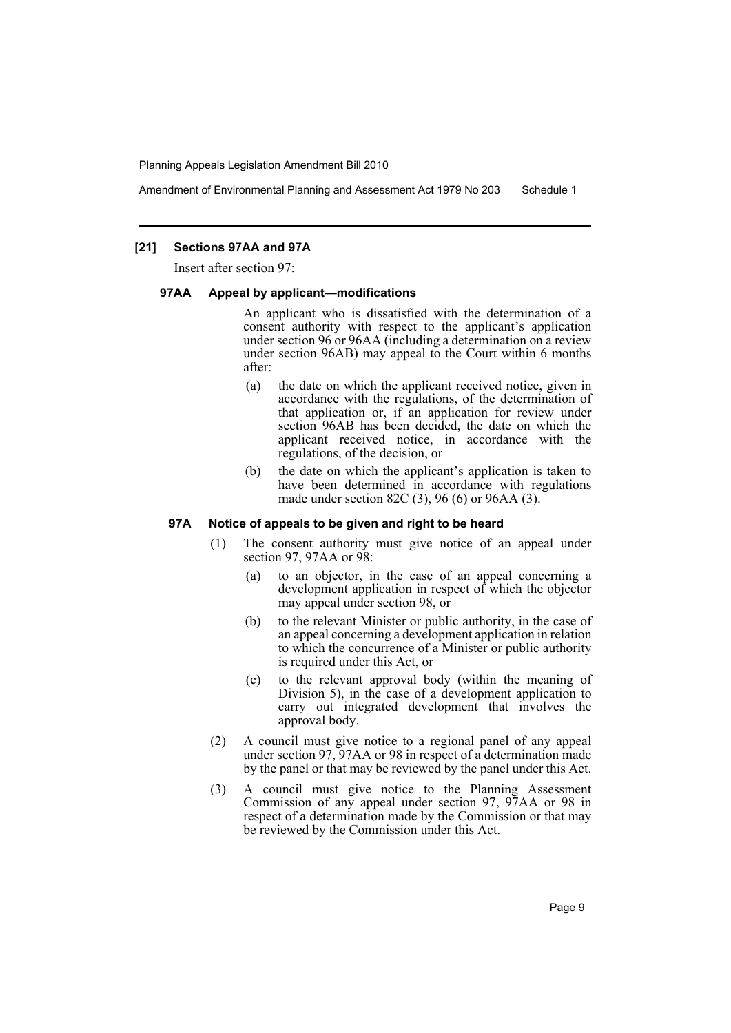### [21] Sections 97AA and 97A

Insert after section 97:

#### 97AA Appeal by applicant—modifications

An applicant who is dissatisfied with the determination of a consent authority with respect to the applicant's application under section 96 or 96AA (including a determination on a review under section 96AB) may appeal to the Court within 6 months after:

- (a) the date on which the applicant received notice, given in accordance with the regulations, of the determination of that application or, if an application for review under section 96AB has been decided, the date on which the applicant received notice, in accordance with the regulations, of the decision, or
- (b) the date on which the applicant's application is taken to have been determined in accordance with regulations made under section 82C (3), 96 (6) or 96AA (3).

#### 97A Notice of appeals to be given and right to be heard

(1) The consent authority must give notice of an appeal under section 97, 97AA or 98:

- (a) to an objector, in the case of an appeal concerning a development application in respect of which the objector may appeal under section 98, or
- (b) to the relevant Minister or public authority, in the case of an appeal concerning a development application in relation to which the concurrence of a Minister or public authority is required under this Act, or
- (c) to the relevant approval body (within the meaning of Division 5), in the case of a development application to carry out integrated development that involves the approval body.

(2) A council must give notice to a regional panel of any appeal under section 97, 97AA or 98 in respect of a determination made by the panel or that may be reviewed by the panel under this Act.

(3) A council must give notice to the Planning Assessment Commission of any appeal under section 97, 97AA or 98 in respect of a determination made by the Commission or that may be reviewed by the Commission under this Act.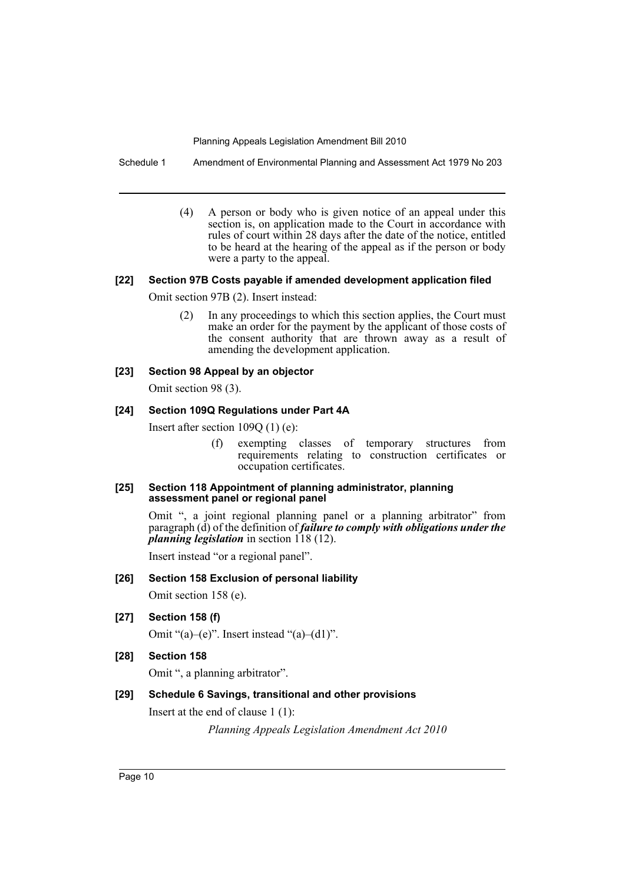(4) A person or body who is given notice of an appeal under this section is, on application made to the Court in accordance with rules of court within 28 days after the date of the notice, entitled to be heard at the hearing of the appeal as if the person or body were a party to the appeal.

### [22] Section 97B Costs payable if amended development application filed

Omit section 97B (2). Insert instead:

(2) In any proceedings to which this section applies, the Court must make an order for the payment by the applicant of those costs of the consent authority that are thrown away as a result of amending the development application.

### [23] Section 98 Appeal by an objector

Omit section 98 (3).

### [24] Section 109Q Regulations under Part 4A

Insert after section 109Q (1) (e):

(f) exempting classes of temporary structures from requirements relating to construction certificates or occupation certificates.

### [25] Section 118 Appointment of planning administrator, planning assessment panel or regional panel

Omit ", a joint regional planning panel or a planning arbitrator" from paragraph (d) of the definition of ***failure to comply with obligations under the planning legislation*** in section 118 (12).

Insert instead "or a regional panel".

### [26] Section 158 Exclusion of personal liability

Omit section 158 (e).

### [27] Section 158 (f)

Omit "(a)–(e)". Insert instead "(a)–(d1)".

### [28] Section 158

Omit ", a planning arbitrator".

### [29] Schedule 6 Savings, transitional and other provisions

Insert at the end of clause 1 (1):

*Planning Appeals Legislation Amendment Act 2010*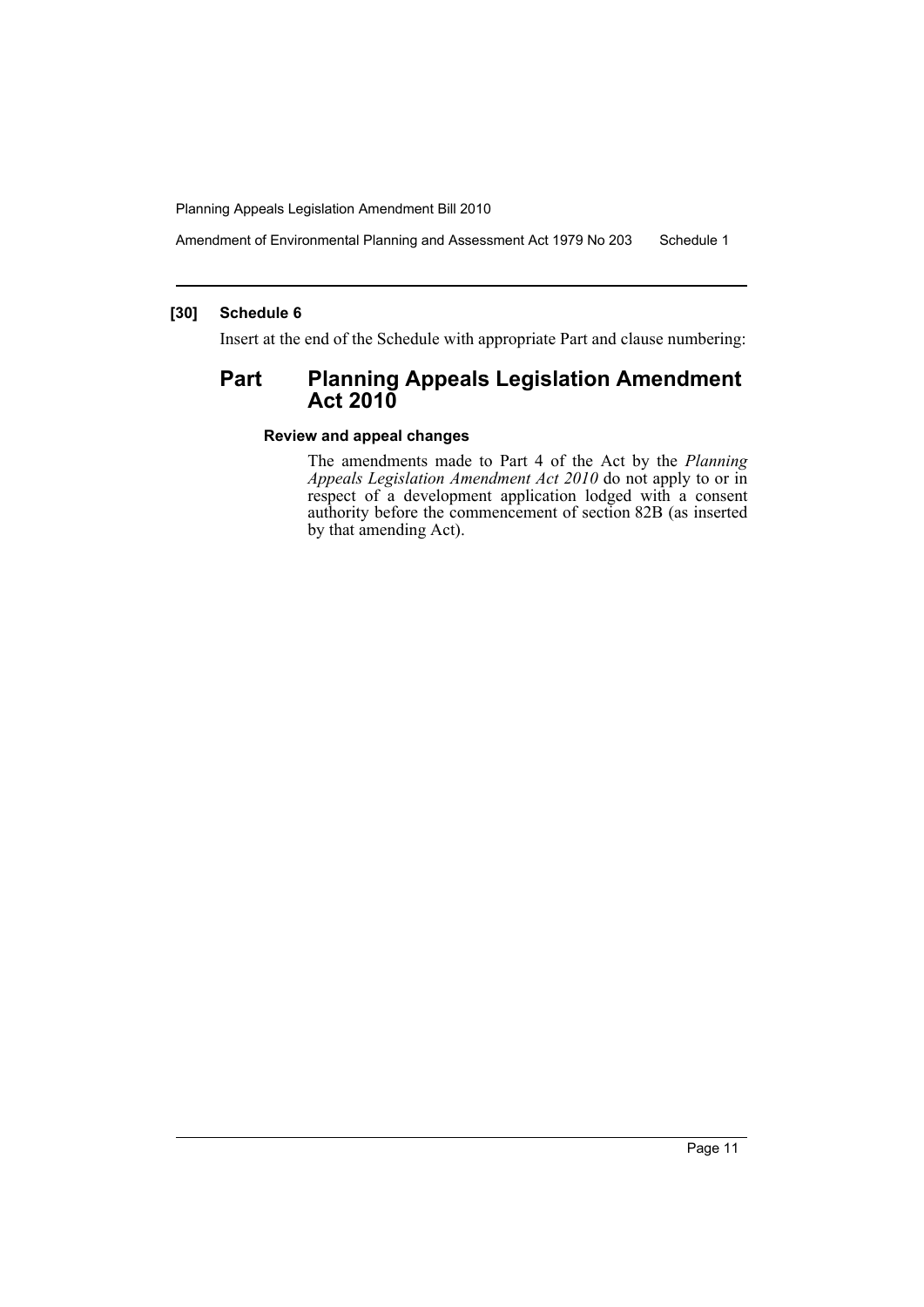**[30] Schedule 6**

Insert at the end of the Schedule with appropriate Part and clause numbering:

## Part Planning Appeals Legislation Amendment Act 2010

**Review and appeal changes**

The amendments made to Part 4 of the Act by the *Planning Appeals Legislation Amendment Act 2010* do not apply to or in respect of a development application lodged with a consent authority before the commencement of section 82B (as inserted by that amending Act).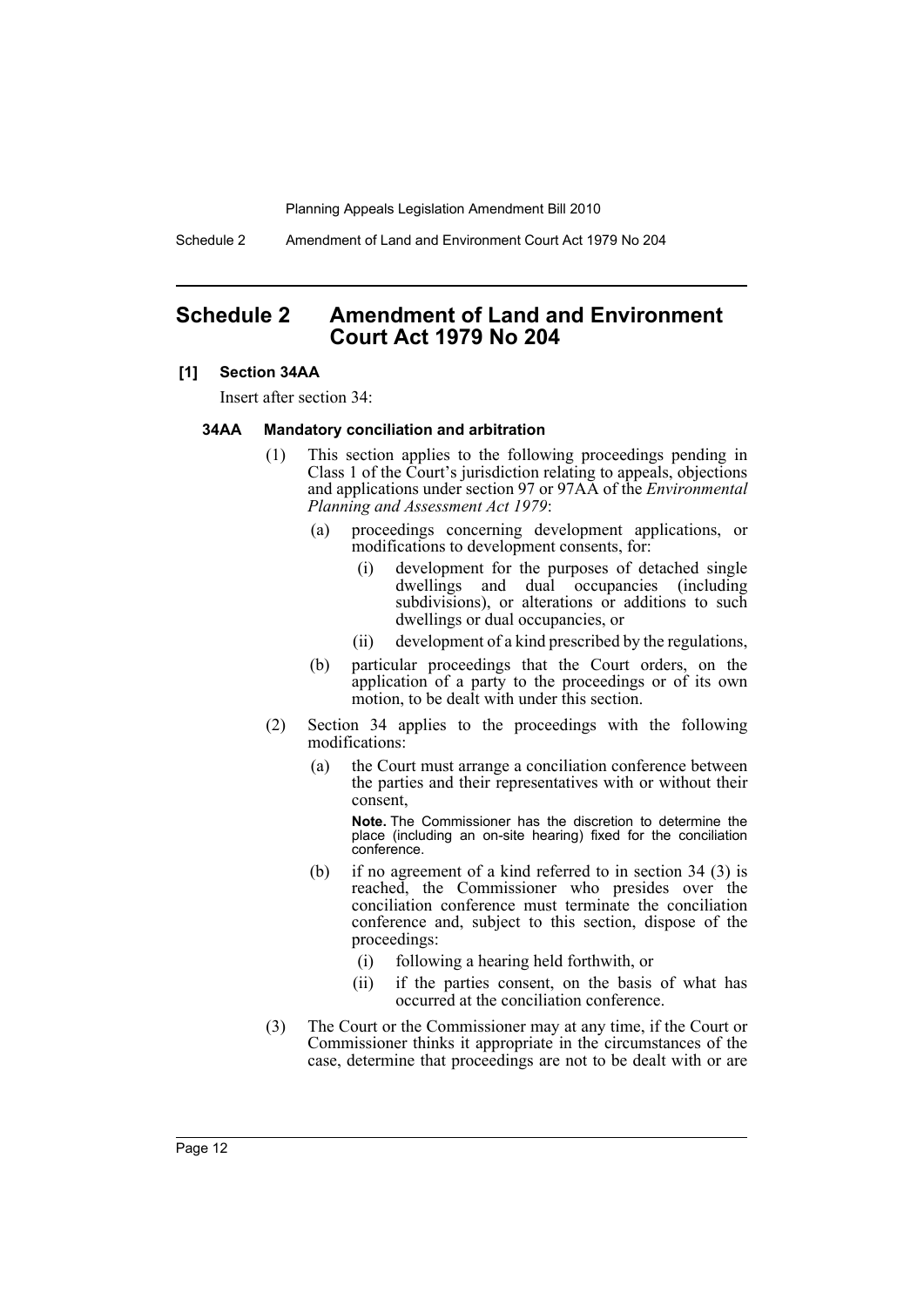## Schedule 2 Amendment of Land and Environment Court Act 1979 No 204

**[1] Section 34AA**

Insert after section 34:

**34AA Mandatory conciliation and arbitration**

(1) This section applies to the following proceedings pending in Class 1 of the Court's jurisdiction relating to appeals, objections and applications under section 97 or 97AA of the *Environmental Planning and Assessment Act 1979*:

  (a) proceedings concerning development applications, or modifications to development consents, for:

    (i) development for the purposes of detached single dwellings and dual occupancies (including subdivisions), or alterations or additions to such dwellings or dual occupancies, or

    (ii) development of a kind prescribed by the regulations,

  (b) particular proceedings that the Court orders, on the application of a party to the proceedings or of its own motion, to be dealt with under this section.

(2) Section 34 applies to the proceedings with the following modifications:

  (a) the Court must arrange a conciliation conference between the parties and their representatives with or without their consent,

  **Note.** The Commissioner has the discretion to determine the place (including an on-site hearing) fixed for the conciliation conference.

  (b) if no agreement of a kind referred to in section 34 (3) is reached, the Commissioner who presides over the conciliation conference must terminate the conciliation conference and, subject to this section, dispose of the proceedings:

    (i) following a hearing held forthwith, or

    (ii) if the parties consent, on the basis of what has occurred at the conciliation conference.

(3) The Court or the Commissioner may at any time, if the Court or Commissioner thinks it appropriate in the circumstances of the case, determine that proceedings are not to be dealt with or are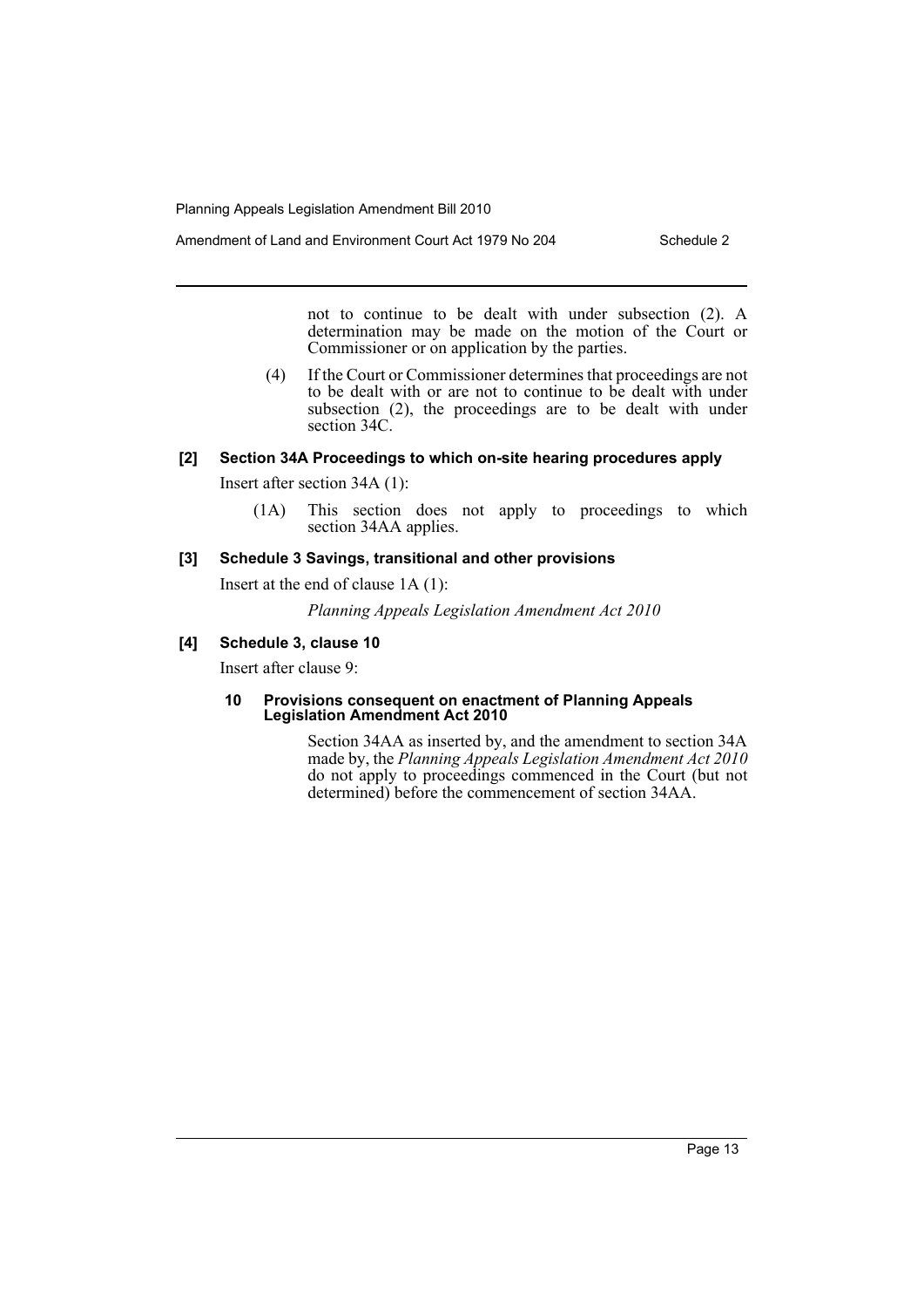not to continue to be dealt with under subsection (2). A determination may be made on the motion of the Court or Commissioner or on application by the parties.

(4) If the Court or Commissioner determines that proceedings are not to be dealt with or are not to continue to be dealt with under subsection (2), the proceedings are to be dealt with under section 34C.

**[2] Section 34A Proceedings to which on-site hearing procedures apply**

Insert after section 34A (1):

(1A) This section does not apply to proceedings to which section 34AA applies.

**[3] Schedule 3 Savings, transitional and other provisions**

Insert at the end of clause 1A (1):

*Planning Appeals Legislation Amendment Act 2010*

**[4] Schedule 3, clause 10**

Insert after clause 9:

**10 Provisions consequent on enactment of Planning Appeals Legislation Amendment Act 2010**

Section 34AA as inserted by, and the amendment to section 34A made by, the *Planning Appeals Legislation Amendment Act 2010* do not apply to proceedings commenced in the Court (but not determined) before the commencement of section 34AA.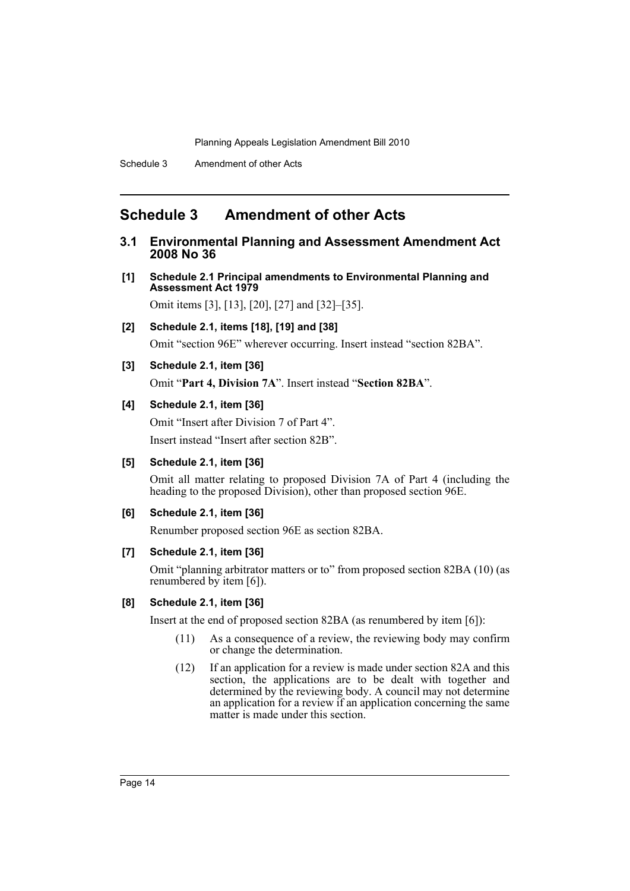## Schedule 3 Amendment of other Acts

### 3.1 Environmental Planning and Assessment Amendment Act 2008 No 36

**[1] Schedule 2.1 Principal amendments to Environmental Planning and Assessment Act 1979**

Omit items [3], [13], [20], [27] and [32]–[35].

**[2] Schedule 2.1, items [18], [19] and [38]**

Omit "section 96E" wherever occurring. Insert instead "section 82BA".

**[3] Schedule 2.1, item [36]**

Omit "**Part 4, Division 7A**". Insert instead "**Section 82BA**".

**[4] Schedule 2.1, item [36]**

Omit "Insert after Division 7 of Part 4".

Insert instead "Insert after section 82B".

**[5] Schedule 2.1, item [36]**

Omit all matter relating to proposed Division 7A of Part 4 (including the heading to the proposed Division), other than proposed section 96E.

**[6] Schedule 2.1, item [36]**

Renumber proposed section 96E as section 82BA.

**[7] Schedule 2.1, item [36]**

Omit "planning arbitrator matters or to" from proposed section 82BA (10) (as renumbered by item [6]).

**[8] Schedule 2.1, item [36]**

Insert at the end of proposed section 82BA (as renumbered by item [6]):

(11) As a consequence of a review, the reviewing body may confirm or change the determination.

(12) If an application for a review is made under section 82A and this section, the applications are to be dealt with together and determined by the reviewing body. A council may not determine an application for a review if an application concerning the same matter is made under this section.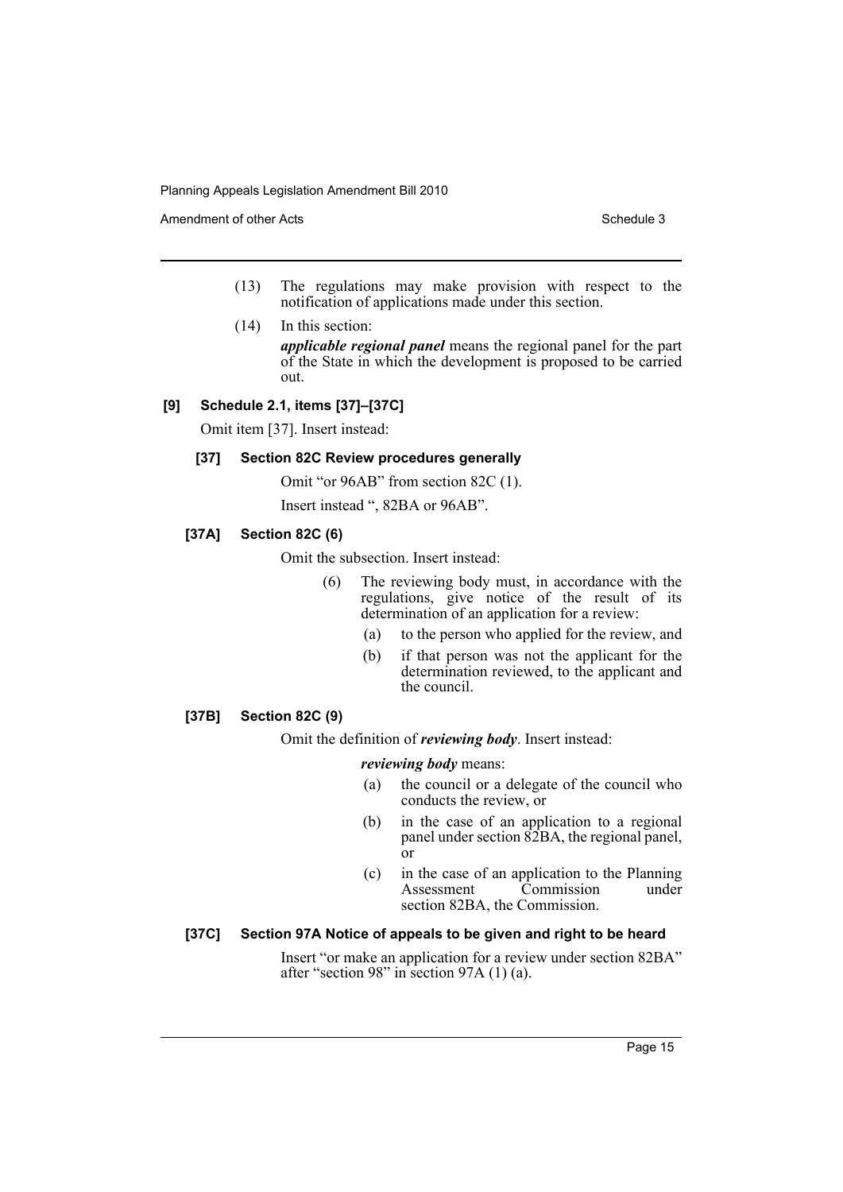(13) The regulations may make provision with respect to the notification of applications made under this section.

(14) In this section:

***applicable regional panel*** means the regional panel for the part of the State in which the development is proposed to be carried out.

**[9] Schedule 2.1, items [37]–[37C]**

Omit item [37]. Insert instead:

**[37] Section 82C Review procedures generally**

Omit "or 96AB" from section 82C (1).

Insert instead ", 82BA or 96AB".

**[37A] Section 82C (6)**

Omit the subsection. Insert instead:

(6) The reviewing body must, in accordance with the regulations, give notice of the result of its determination of an application for a review:

(a) to the person who applied for the review, and

(b) if that person was not the applicant for the determination reviewed, to the applicant and the council.

**[37B] Section 82C (9)**

Omit the definition of ***reviewing body***. Insert instead:

***reviewing body*** means:

(a) the council or a delegate of the council who conducts the review, or

(b) in the case of an application to a regional panel under section 82BA, the regional panel, or

(c) in the case of an application to the Planning Assessment Commission under section 82BA, the Commission.

**[37C] Section 97A Notice of appeals to be given and right to be heard**

Insert "or make an application for a review under section 82BA" after "section 98" in section 97A (1) (a).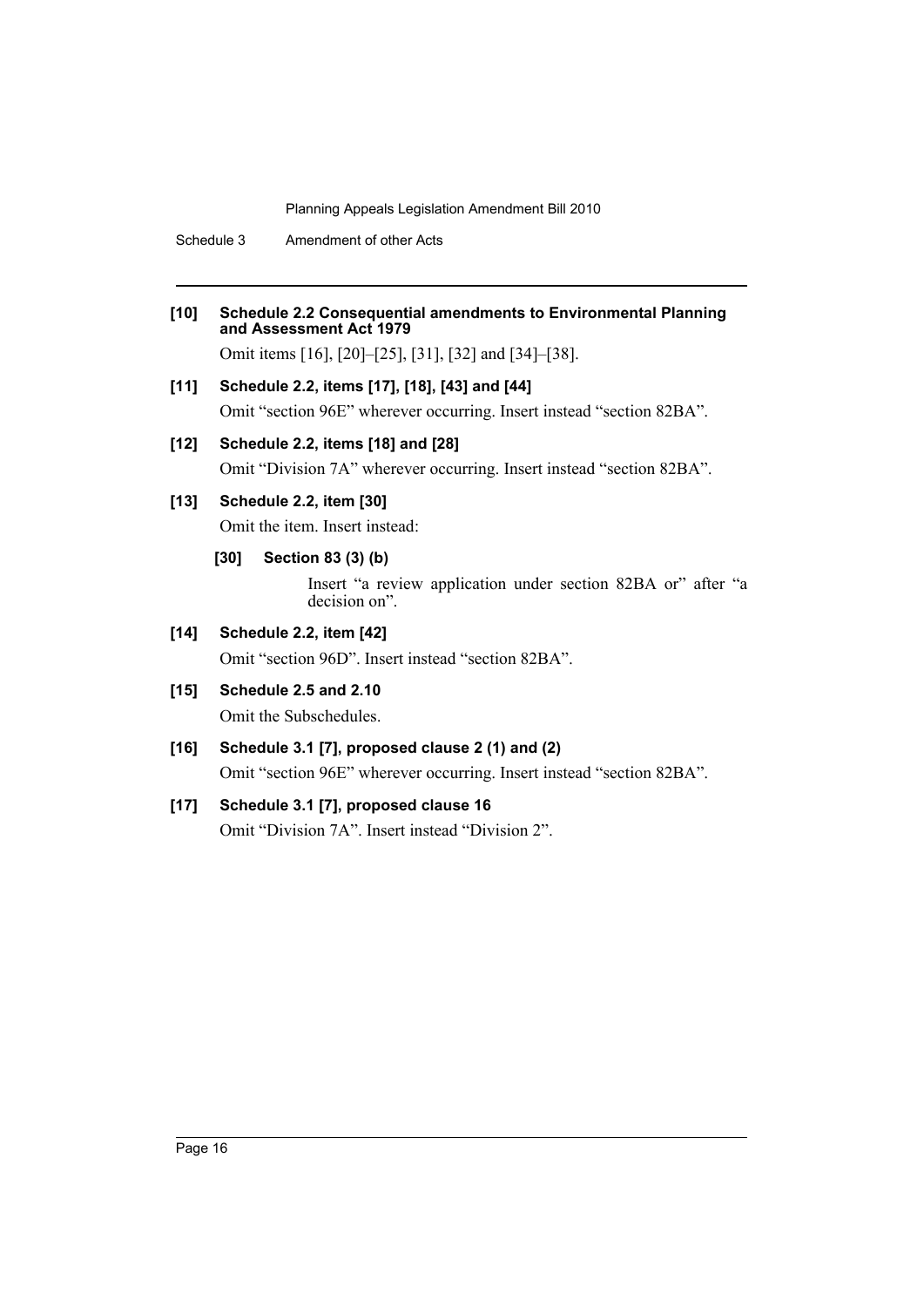**[10] Schedule 2.2 Consequential amendments to Environmental Planning and Assessment Act 1979**

Omit items [16], [20]–[25], [31], [32] and [34]–[38].

**[11] Schedule 2.2, items [17], [18], [43] and [44]**

Omit "section 96E" wherever occurring. Insert instead "section 82BA".

**[12] Schedule 2.2, items [18] and [28]**

Omit "Division 7A" wherever occurring. Insert instead "section 82BA".

**[13] Schedule 2.2, item [30]**

Omit the item. Insert instead:

**[30] Section 83 (3) (b)**

Insert "a review application under section 82BA or" after "a decision on".

**[14] Schedule 2.2, item [42]**

Omit "section 96D". Insert instead "section 82BA".

**[15] Schedule 2.5 and 2.10**

Omit the Subschedules.

**[16] Schedule 3.1 [7], proposed clause 2 (1) and (2)**

Omit "section 96E" wherever occurring. Insert instead "section 82BA".

**[17] Schedule 3.1 [7], proposed clause 16**

Omit "Division 7A". Insert instead "Division 2".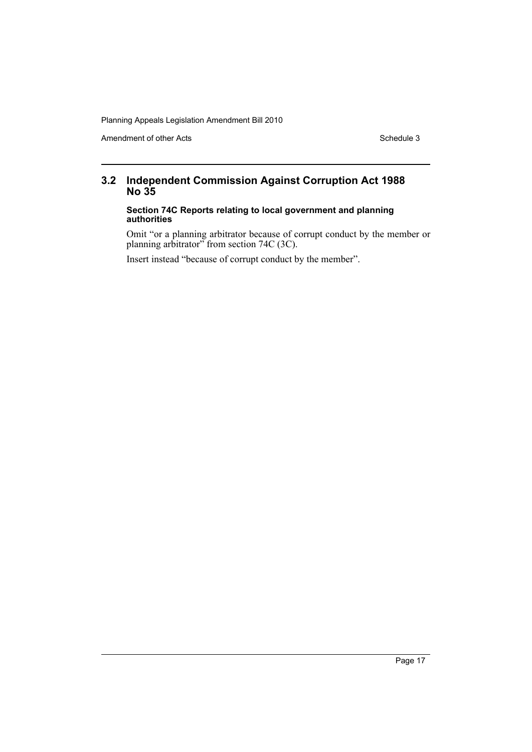## 3.2 Independent Commission Against Corruption Act 1988 No 35

### Section 74C Reports relating to local government and planning authorities

Omit "or a planning arbitrator because of corrupt conduct by the member or planning arbitrator" from section 74C (3C).

Insert instead "because of corrupt conduct by the member".